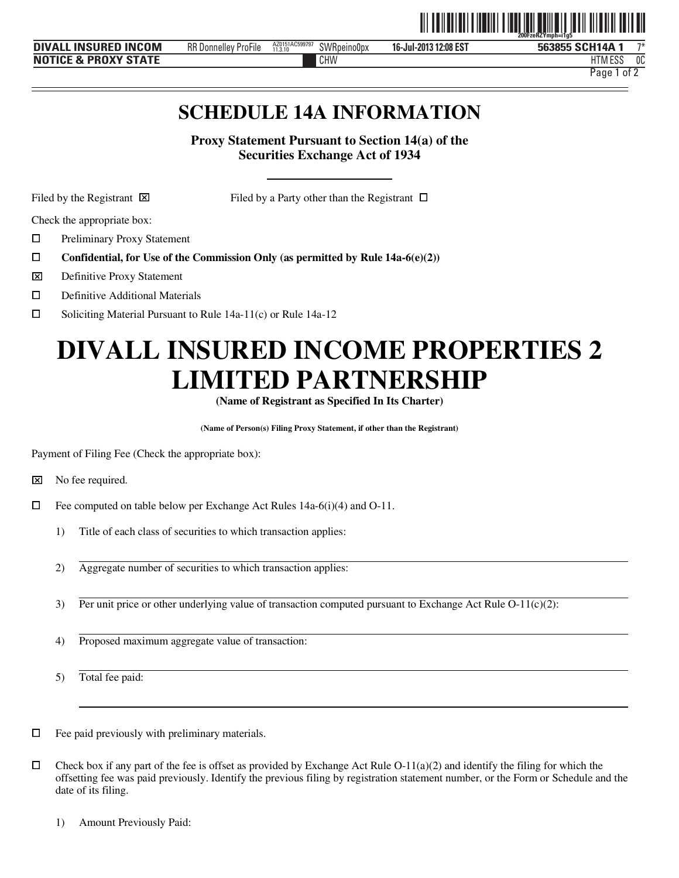# SCHEDULE 14A INFORMATION

**Proxy Statement Pursuant to Section 14(a) of the Securities Exchange Act of 1934**

Filed by the Registrant ☒ Filed by a Party other than the Registrant ☐

Check the appropriate box:

☐ Preliminary Proxy Statement

☐ **Confidential, for Use of the Commission Only (as permitted by Rule 14a-6(e)(2))**

☒ Definitive Proxy Statement

☐ Definitive Additional Materials

☐ Soliciting Material Pursuant to Rule 14a-11(c) or Rule 14a-12

# DIVALL INSURED INCOME PROPERTIES 2 LIMITED PARTNERSHIP

**(Name of Registrant as Specified In Its Charter)**

**(Name of Person(s) Filing Proxy Statement, if other than the Registrant)**

Payment of Filing Fee (Check the appropriate box):

☒ No fee required.

☐ Fee computed on table below per Exchange Act Rules 14a-6(i)(4) and O-11.

1) Title of each class of securities to which transaction applies:

2) Aggregate number of securities to which transaction applies:

3) Per unit price or other underlying value of transaction computed pursuant to Exchange Act Rule O-11(c)(2):

4) Proposed maximum aggregate value of transaction:

5) Total fee paid:

☐ Fee paid previously with preliminary materials.

☐ Check box if any part of the fee is offset as provided by Exchange Act Rule O-11(a)(2) and identify the filing for which the offsetting fee was paid previously. Identify the previous filing by registration statement number, or the Form or Schedule and the date of its filing.

1) Amount Previously Paid: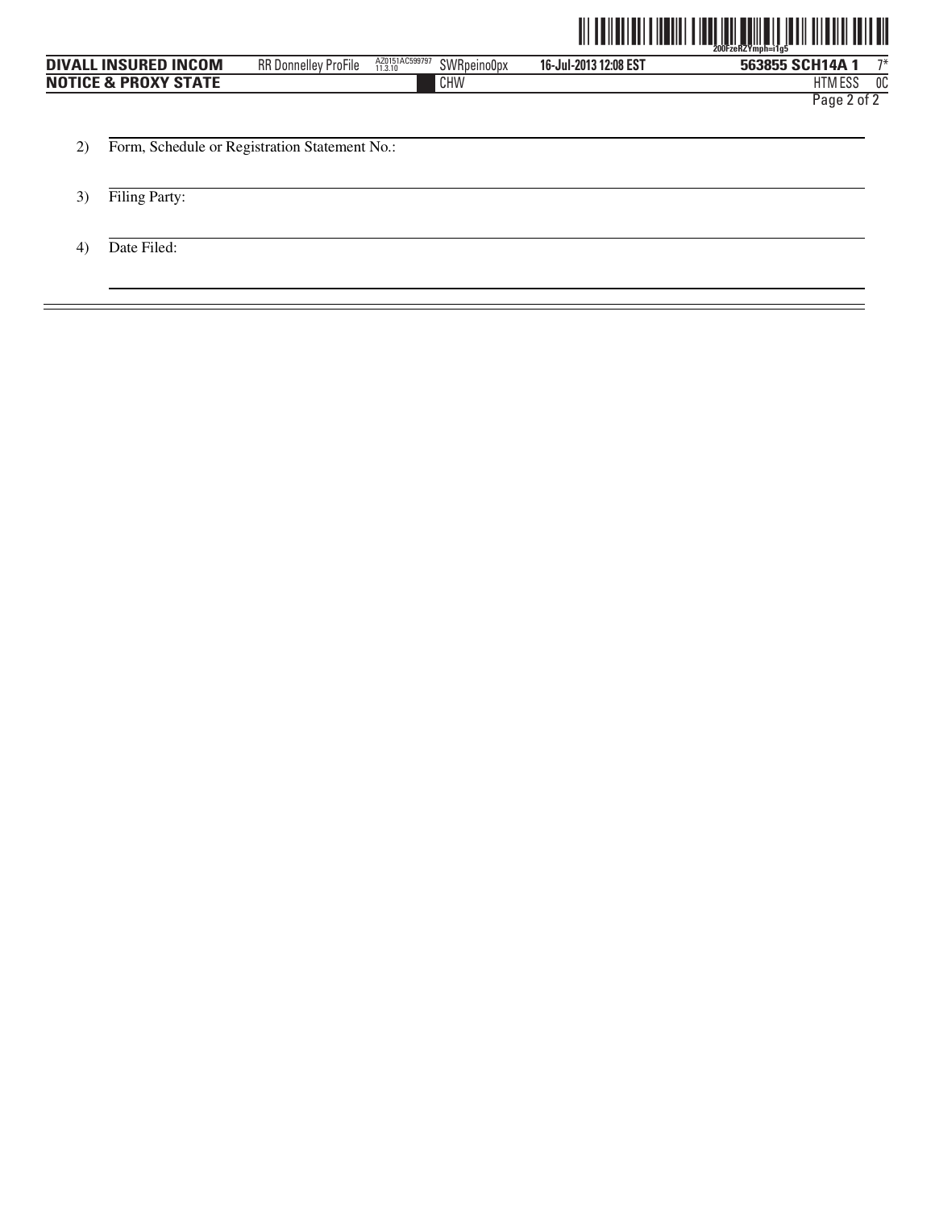2) Form, Schedule or Registration Statement No.:

3) Filing Party:

4) Date Filed: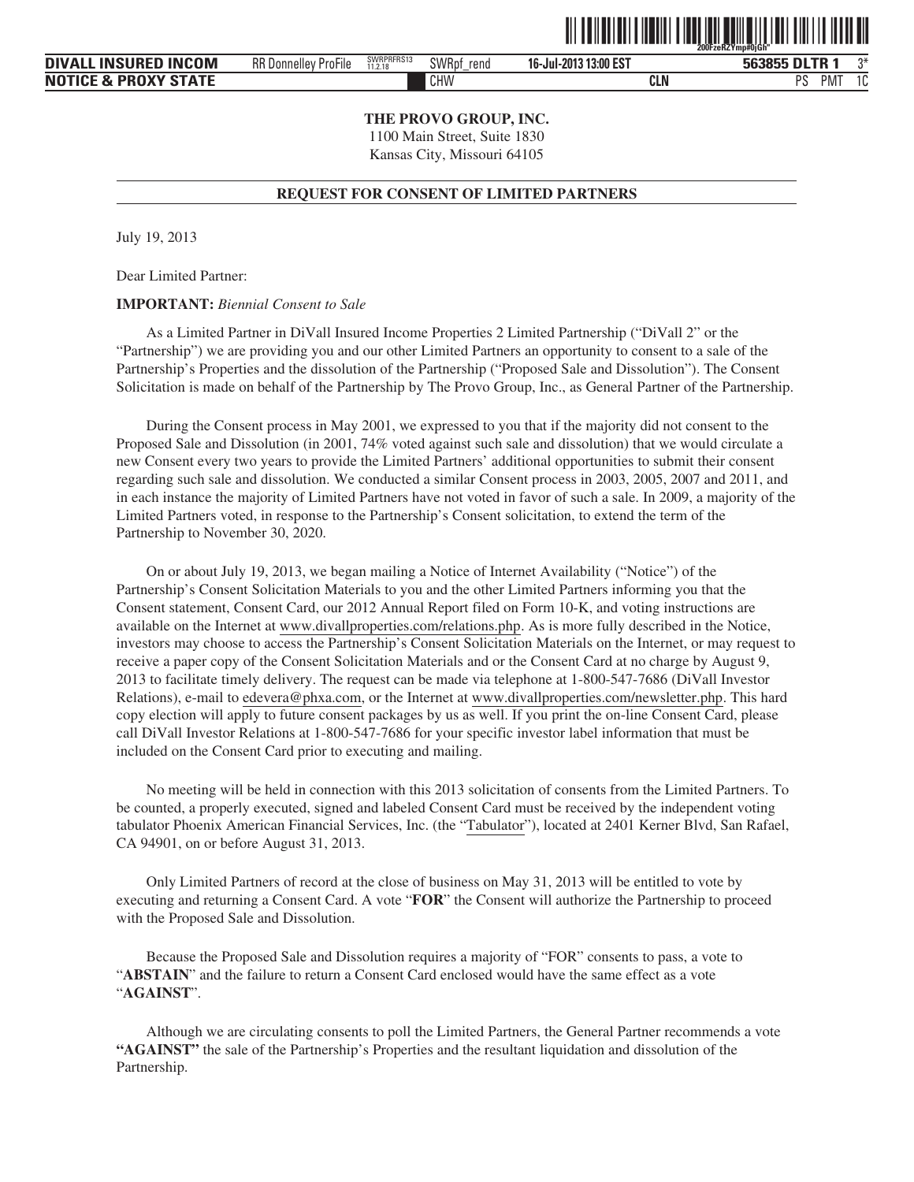**THE PROVO GROUP, INC.**
1100 Main Street, Suite 1830
Kansas City, Missouri 64105

---

**REQUEST FOR CONSENT OF LIMITED PARTNERS**

---

July 19, 2013

Dear Limited Partner:

**IMPORTANT:** *Biennial Consent to Sale*

As a Limited Partner in DiVall Insured Income Properties 2 Limited Partnership ("DiVall 2" or the "Partnership") we are providing you and our other Limited Partners an opportunity to consent to a sale of the Partnership's Properties and the dissolution of the Partnership ("Proposed Sale and Dissolution"). The Consent Solicitation is made on behalf of the Partnership by The Provo Group, Inc., as General Partner of the Partnership.

During the Consent process in May 2001, we expressed to you that if the majority did not consent to the Proposed Sale and Dissolution (in 2001, 74% voted against such sale and dissolution) that we would circulate a new Consent every two years to provide the Limited Partners' additional opportunities to submit their consent regarding such sale and dissolution. We conducted a similar Consent process in 2003, 2005, 2007 and 2011, and in each instance the majority of Limited Partners have not voted in favor of such a sale. In 2009, a majority of the Limited Partners voted, in response to the Partnership's Consent solicitation, to extend the term of the Partnership to November 30, 2020.

On or about July 19, 2013, we began mailing a Notice of Internet Availability ("Notice") of the Partnership's Consent Solicitation Materials to you and the other Limited Partners informing you that the Consent statement, Consent Card, our 2012 Annual Report filed on Form 10-K, and voting instructions are available on the Internet at www.divallproperties.com/relations.php. As is more fully described in the Notice, investors may choose to access the Partnership's Consent Solicitation Materials on the Internet, or may request to receive a paper copy of the Consent Solicitation Materials and or the Consent Card at no charge by August 9, 2013 to facilitate timely delivery. The request can be made via telephone at 1-800-547-7686 (DiVall Investor Relations), e-mail to edevera@phxa.com, or the Internet at www.divallproperties.com/newsletter.php. This hard copy election will apply to future consent packages by us as well. If you print the on-line Consent Card, please call DiVall Investor Relations at 1-800-547-7686 for your specific investor label information that must be included on the Consent Card prior to executing and mailing.

No meeting will be held in connection with this 2013 solicitation of consents from the Limited Partners. To be counted, a properly executed, signed and labeled Consent Card must be received by the independent voting tabulator Phoenix American Financial Services, Inc. (the "Tabulator"), located at 2401 Kerner Blvd, San Rafael, CA 94901, on or before August 31, 2013.

Only Limited Partners of record at the close of business on May 31, 2013 will be entitled to vote by executing and returning a Consent Card. A vote "**FOR**" the Consent will authorize the Partnership to proceed with the Proposed Sale and Dissolution.

Because the Proposed Sale and Dissolution requires a majority of "FOR" consents to pass, a vote to "**ABSTAIN**" and the failure to return a Consent Card enclosed would have the same effect as a vote "**AGAINST**".

Although we are circulating consents to poll the Limited Partners, the General Partner recommends a vote **"AGAINST"** the sale of the Partnership's Properties and the resultant liquidation and dissolution of the Partnership.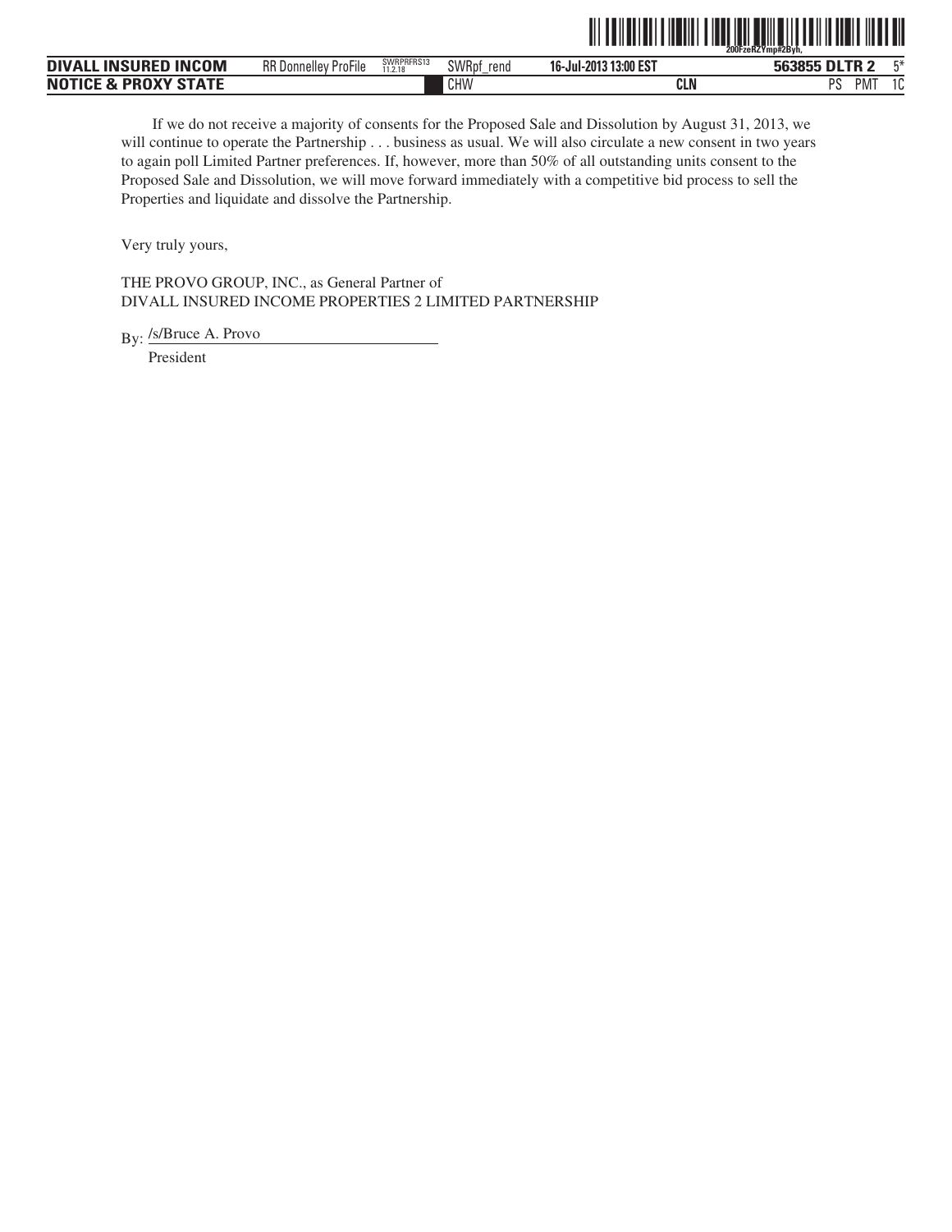If we do not receive a majority of consents for the Proposed Sale and Dissolution by August 31, 2013, we will continue to operate the Partnership . . . business as usual. We will also circulate a new consent in two years to again poll Limited Partner preferences. If, however, more than 50% of all outstanding units consent to the Proposed Sale and Dissolution, we will move forward immediately with a competitive bid process to sell the Properties and liquidate and dissolve the Partnership.

Very truly yours,

THE PROVO GROUP, INC., as General Partner of
DIVALL INSURED INCOME PROPERTIES 2 LIMITED PARTNERSHIP

By: /s/Bruce A. Provo
President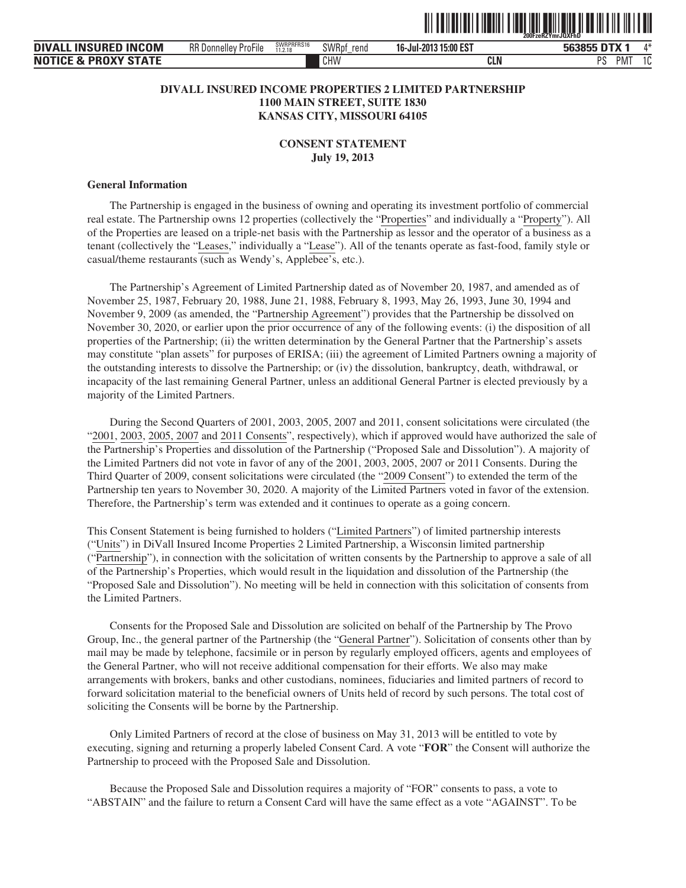**DIVALL INSURED INCOME PROPERTIES 2 LIMITED PARTNERSHIP**
**1100 MAIN STREET, SUITE 1830**
**KANSAS CITY, MISSOURI 64105**

**CONSENT STATEMENT**
**July 19, 2013**

**General Information**

The Partnership is engaged in the business of owning and operating its investment portfolio of commercial real estate. The Partnership owns 12 properties (collectively the "Properties" and individually a "Property"). All of the Properties are leased on a triple-net basis with the Partnership as lessor and the operator of a business as a tenant (collectively the "Leases," individually a "Lease"). All of the tenants operate as fast-food, family style or casual/theme restaurants (such as Wendy's, Applebee's, etc.).

The Partnership's Agreement of Limited Partnership dated as of November 20, 1987, and amended as of November 25, 1987, February 20, 1988, June 21, 1988, February 8, 1993, May 26, 1993, June 30, 1994 and November 9, 2009 (as amended, the "Partnership Agreement") provides that the Partnership be dissolved on November 30, 2020, or earlier upon the prior occurrence of any of the following events: (i) the disposition of all properties of the Partnership; (ii) the written determination by the General Partner that the Partnership's assets may constitute "plan assets" for purposes of ERISA; (iii) the agreement of Limited Partners owning a majority of the outstanding interests to dissolve the Partnership; or (iv) the dissolution, bankruptcy, death, withdrawal, or incapacity of the last remaining General Partner, unless an additional General Partner is elected previously by a majority of the Limited Partners.

During the Second Quarters of 2001, 2003, 2005, 2007 and 2011, consent solicitations were circulated (the "2001, 2003, 2005, 2007 and 2011 Consents", respectively), which if approved would have authorized the sale of the Partnership's Properties and dissolution of the Partnership ("Proposed Sale and Dissolution"). A majority of the Limited Partners did not vote in favor of any of the 2001, 2003, 2005, 2007 or 2011 Consents. During the Third Quarter of 2009, consent solicitations were circulated (the "2009 Consent") to extended the term of the Partnership ten years to November 30, 2020. A majority of the Limited Partners voted in favor of the extension. Therefore, the Partnership's term was extended and it continues to operate as a going concern.

This Consent Statement is being furnished to holders ("Limited Partners") of limited partnership interests ("Units") in DiVall Insured Income Properties 2 Limited Partnership, a Wisconsin limited partnership ("Partnership"), in connection with the solicitation of written consents by the Partnership to approve a sale of all of the Partnership's Properties, which would result in the liquidation and dissolution of the Partnership (the "Proposed Sale and Dissolution"). No meeting will be held in connection with this solicitation of consents from the Limited Partners.

Consents for the Proposed Sale and Dissolution are solicited on behalf of the Partnership by The Provo Group, Inc., the general partner of the Partnership (the "General Partner"). Solicitation of consents other than by mail may be made by telephone, facsimile or in person by regularly employed officers, agents and employees of the General Partner, who will not receive additional compensation for their efforts. We also may make arrangements with brokers, banks and other custodians, nominees, fiduciaries and limited partners of record to forward solicitation material to the beneficial owners of Units held of record by such persons. The total cost of soliciting the Consents will be borne by the Partnership.

Only Limited Partners of record at the close of business on May 31, 2013 will be entitled to vote by executing, signing and returning a properly labeled Consent Card. A vote "**FOR**" the Consent will authorize the Partnership to proceed with the Proposed Sale and Dissolution.

Because the Proposed Sale and Dissolution requires a majority of "FOR" consents to pass, a vote to "ABSTAIN" and the failure to return a Consent Card will have the same effect as a vote "AGAINST". To be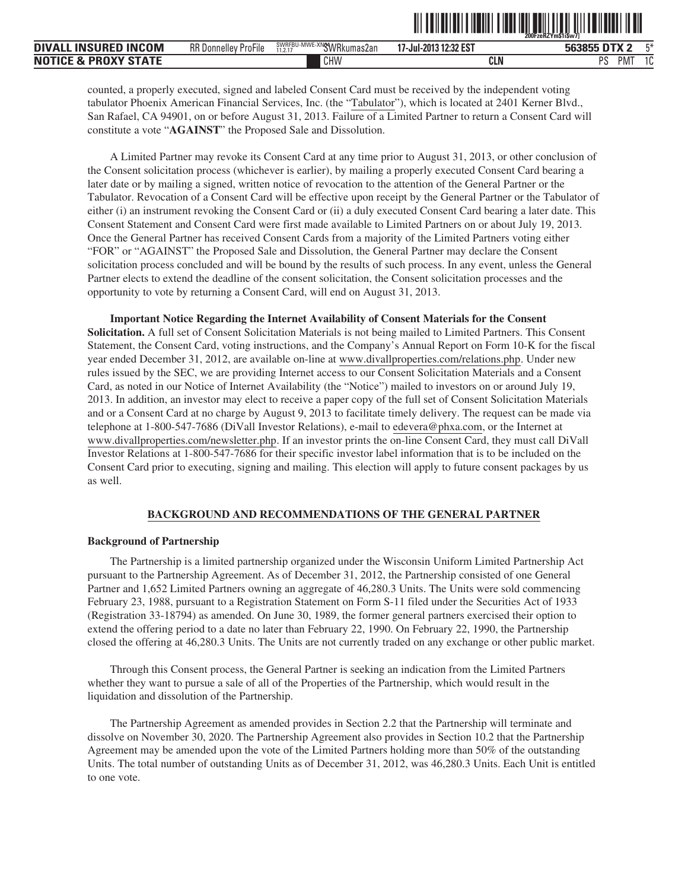counted, a properly executed, signed and labeled Consent Card must be received by the independent voting tabulator Phoenix American Financial Services, Inc. (the "Tabulator"), which is located at 2401 Kerner Blvd., San Rafael, CA 94901, on or before August 31, 2013. Failure of a Limited Partner to return a Consent Card will constitute a vote "**AGAINST**" the Proposed Sale and Dissolution.

A Limited Partner may revoke its Consent Card at any time prior to August 31, 2013, or other conclusion of the Consent solicitation process (whichever is earlier), by mailing a properly executed Consent Card bearing a later date or by mailing a signed, written notice of revocation to the attention of the General Partner or the Tabulator. Revocation of a Consent Card will be effective upon receipt by the General Partner or the Tabulator of either (i) an instrument revoking the Consent Card or (ii) a duly executed Consent Card bearing a later date. This Consent Statement and Consent Card were first made available to Limited Partners on or about July 19, 2013. Once the General Partner has received Consent Cards from a majority of the Limited Partners voting either "FOR" or "AGAINST" the Proposed Sale and Dissolution, the General Partner may declare the Consent solicitation process concluded and will be bound by the results of such process. In any event, unless the General Partner elects to extend the deadline of the consent solicitation, the Consent solicitation processes and the opportunity to vote by returning a Consent Card, will end on August 31, 2013.

**Important Notice Regarding the Internet Availability of Consent Materials for the Consent Solicitation.** A full set of Consent Solicitation Materials is not being mailed to Limited Partners. This Consent Statement, the Consent Card, voting instructions, and the Company's Annual Report on Form 10-K for the fiscal year ended December 31, 2012, are available on-line at www.divallproperties.com/relations.php. Under new rules issued by the SEC, we are providing Internet access to our Consent Solicitation Materials and a Consent Card, as noted in our Notice of Internet Availability (the "Notice") mailed to investors on or around July 19, 2013. In addition, an investor may elect to receive a paper copy of the full set of Consent Solicitation Materials and or a Consent Card at no charge by August 9, 2013 to facilitate timely delivery. The request can be made via telephone at 1-800-547-7686 (DiVall Investor Relations), e-mail to edevera@phxa.com, or the Internet at www.divallproperties.com/newsletter.php. If an investor prints the on-line Consent Card, they must call DiVall Investor Relations at 1-800-547-7686 for their specific investor label information that is to be included on the Consent Card prior to executing, signing and mailing. This election will apply to future consent packages by us as well.

## BACKGROUND AND RECOMMENDATIONS OF THE GENERAL PARTNER

### Background of Partnership

The Partnership is a limited partnership organized under the Wisconsin Uniform Limited Partnership Act pursuant to the Partnership Agreement. As of December 31, 2012, the Partnership consisted of one General Partner and 1,652 Limited Partners owning an aggregate of 46,280.3 Units. The Units were sold commencing February 23, 1988, pursuant to a Registration Statement on Form S-11 filed under the Securities Act of 1933 (Registration 33-18794) as amended. On June 30, 1989, the former general partners exercised their option to extend the offering period to a date no later than February 22, 1990. On February 22, 1990, the Partnership closed the offering at 46,280.3 Units. The Units are not currently traded on any exchange or other public market.

Through this Consent process, the General Partner is seeking an indication from the Limited Partners whether they want to pursue a sale of all of the Properties of the Partnership, which would result in the liquidation and dissolution of the Partnership.

The Partnership Agreement as amended provides in Section 2.2 that the Partnership will terminate and dissolve on November 30, 2020. The Partnership Agreement also provides in Section 10.2 that the Partnership Agreement may be amended upon the vote of the Limited Partners holding more than 50% of the outstanding Units. The total number of outstanding Units as of December 31, 2012, was 46,280.3 Units. Each Unit is entitled to one vote.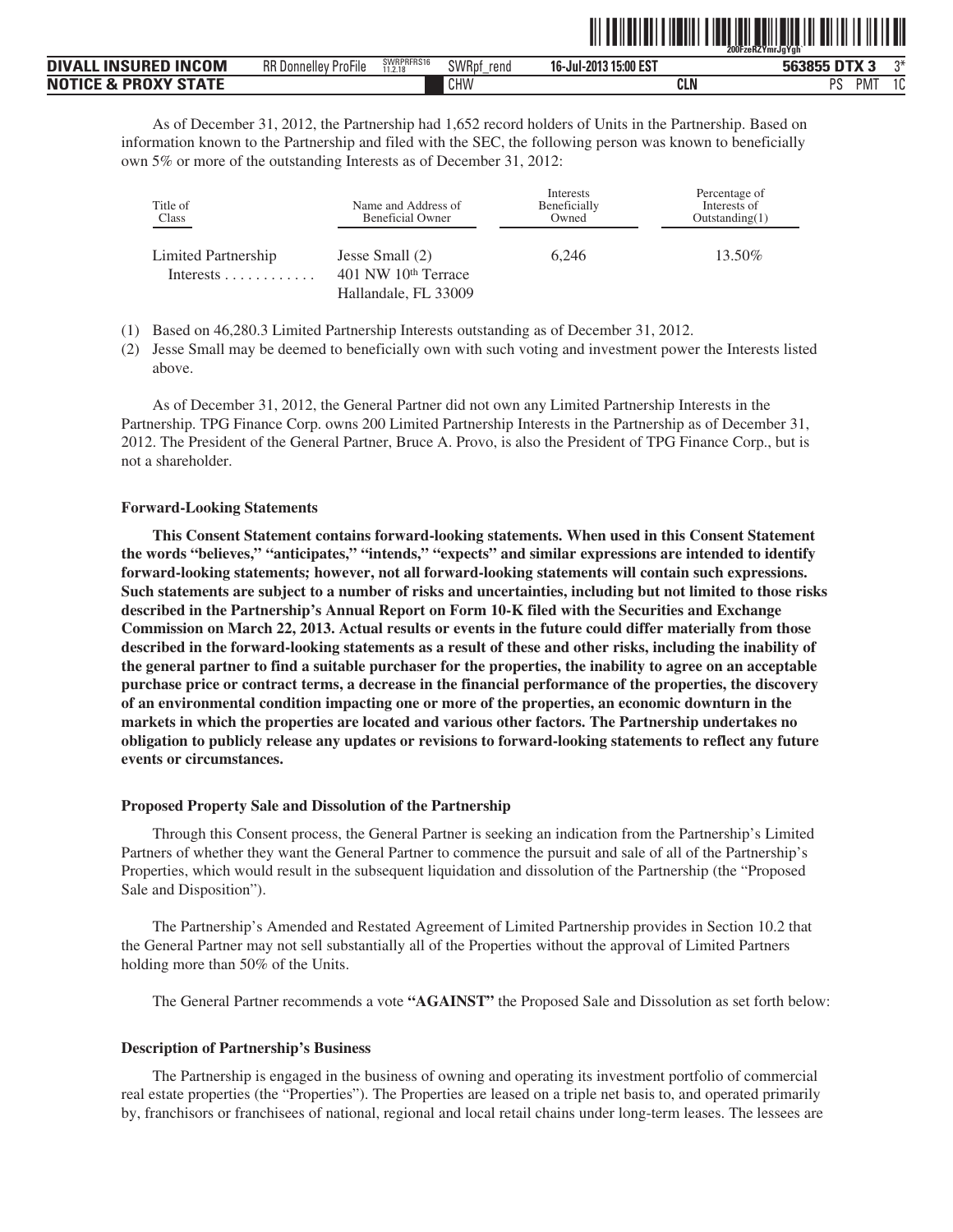As of December 31, 2012, the Partnership had 1,652 record holders of Units in the Partnership. Based on information known to the Partnership and filed with the SEC, the following person was known to beneficially own 5% or more of the outstanding Interests as of December 31, 2012:

| Title of Class | Name and Address of Beneficial Owner | Interests Beneficially Owned | Percentage of Interests of Outstanding(1) |
|---|---|---|---|
| Limited Partnership Interests . . . . . . . . . . . . | Jesse Small (2)<br>401 NW 10th Terrace<br>Hallandale, FL 33009 | 6,246 | 13.50% |

(1) Based on 46,280.3 Limited Partnership Interests outstanding as of December 31, 2012.

(2) Jesse Small may be deemed to beneficially own with such voting and investment power the Interests listed above.

As of December 31, 2012, the General Partner did not own any Limited Partnership Interests in the Partnership. TPG Finance Corp. owns 200 Limited Partnership Interests in the Partnership as of December 31, 2012. The President of the General Partner, Bruce A. Provo, is also the President of TPG Finance Corp., but is not a shareholder.

**Forward-Looking Statements**

**This Consent Statement contains forward-looking statements. When used in this Consent Statement the words "believes," "anticipates," "intends," "expects" and similar expressions are intended to identify forward-looking statements; however, not all forward-looking statements will contain such expressions. Such statements are subject to a number of risks and uncertainties, including but not limited to those risks described in the Partnership's Annual Report on Form 10-K filed with the Securities and Exchange Commission on March 22, 2013. Actual results or events in the future could differ materially from those described in the forward-looking statements as a result of these and other risks, including the inability of the general partner to find a suitable purchaser for the properties, the inability to agree on an acceptable purchase price or contract terms, a decrease in the financial performance of the properties, the discovery of an environmental condition impacting one or more of the properties, an economic downturn in the markets in which the properties are located and various other factors. The Partnership undertakes no obligation to publicly release any updates or revisions to forward-looking statements to reflect any future events or circumstances.**

**Proposed Property Sale and Dissolution of the Partnership**

Through this Consent process, the General Partner is seeking an indication from the Partnership's Limited Partners of whether they want the General Partner to commence the pursuit and sale of all of the Partnership's Properties, which would result in the subsequent liquidation and dissolution of the Partnership (the "Proposed Sale and Disposition").

The Partnership's Amended and Restated Agreement of Limited Partnership provides in Section 10.2 that the General Partner may not sell substantially all of the Properties without the approval of Limited Partners holding more than 50% of the Units.

The General Partner recommends a vote **"AGAINST"** the Proposed Sale and Dissolution as set forth below:

**Description of Partnership's Business**

The Partnership is engaged in the business of owning and operating its investment portfolio of commercial real estate properties (the "Properties"). The Properties are leased on a triple net basis to, and operated primarily by, franchisors or franchisees of national, regional and local retail chains under long-term leases. The lessees are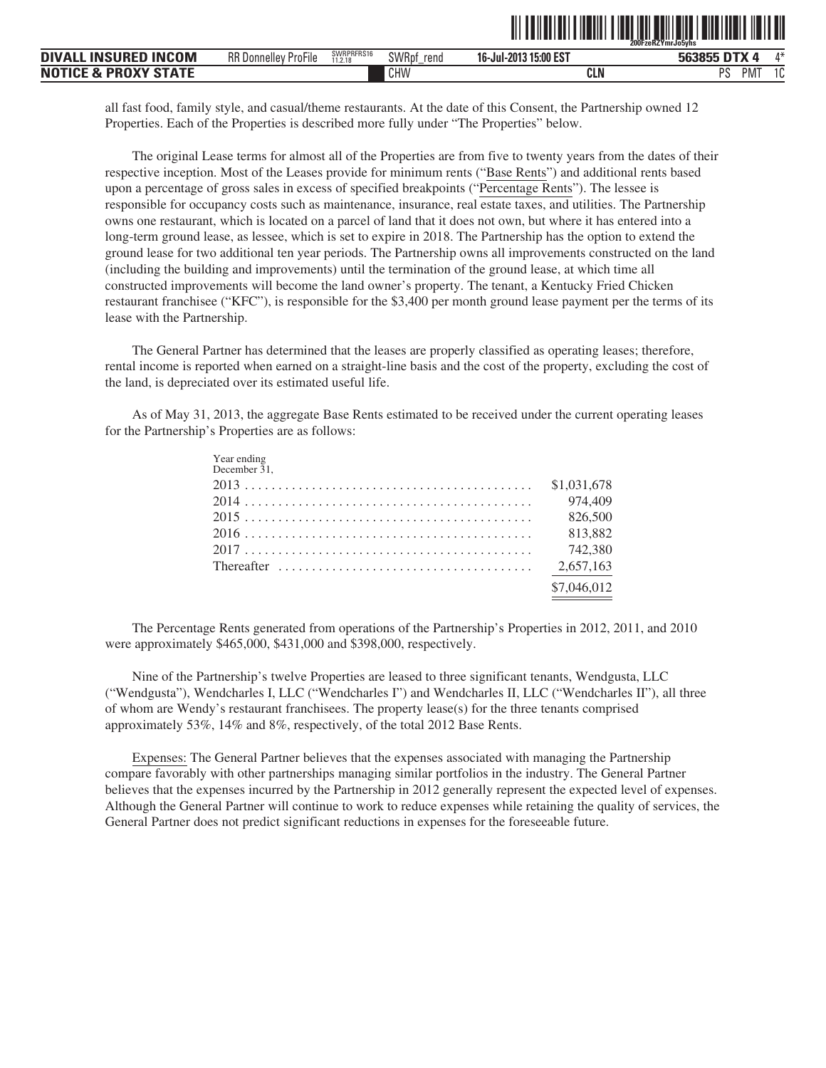all fast food, family style, and casual/theme restaurants. At the date of this Consent, the Partnership owned 12 Properties. Each of the Properties is described more fully under "The Properties" below.

The original Lease terms for almost all of the Properties are from five to twenty years from the dates of their respective inception. Most of the Leases provide for minimum rents ("Base Rents") and additional rents based upon a percentage of gross sales in excess of specified breakpoints ("Percentage Rents"). The lessee is responsible for occupancy costs such as maintenance, insurance, real estate taxes, and utilities. The Partnership owns one restaurant, which is located on a parcel of land that it does not own, but where it has entered into a long-term ground lease, as lessee, which is set to expire in 2018. The Partnership has the option to extend the ground lease for two additional ten year periods. The Partnership owns all improvements constructed on the land (including the building and improvements) until the termination of the ground lease, at which time all constructed improvements will become the land owner's property. The tenant, a Kentucky Fried Chicken restaurant franchisee ("KFC"), is responsible for the $3,400 per month ground lease payment per the terms of its lease with the Partnership.

The General Partner has determined that the leases are properly classified as operating leases; therefore, rental income is reported when earned on a straight-line basis and the cost of the property, excluding the cost of the land, is depreciated over its estimated useful life.

As of May 31, 2013, the aggregate Base Rents estimated to be received under the current operating leases for the Partnership's Properties are as follows:

| Year ending December 31, | |
|---|---|
| 2013 | $1,031,678 |
| 2014 | 974,409 |
| 2015 | 826,500 |
| 2016 | 813,882 |
| 2017 | 742,380 |
| Thereafter | 2,657,163 |
| | $7,046,012 |

The Percentage Rents generated from operations of the Partnership's Properties in 2012, 2011, and 2010 were approximately $465,000, $431,000 and $398,000, respectively.

Nine of the Partnership's twelve Properties are leased to three significant tenants, Wendgusta, LLC ("Wendgusta"), Wendcharles I, LLC ("Wendcharles I") and Wendcharles II, LLC ("Wendcharles II"), all three of whom are Wendy's restaurant franchisees. The property lease(s) for the three tenants comprised approximately 53%, 14% and 8%, respectively, of the total 2012 Base Rents.

Expenses: The General Partner believes that the expenses associated with managing the Partnership compare favorably with other partnerships managing similar portfolios in the industry. The General Partner believes that the expenses incurred by the Partnership in 2012 generally represent the expected level of expenses. Although the General Partner will continue to work to reduce expenses while retaining the quality of services, the General Partner does not predict significant reductions in expenses for the foreseeable future.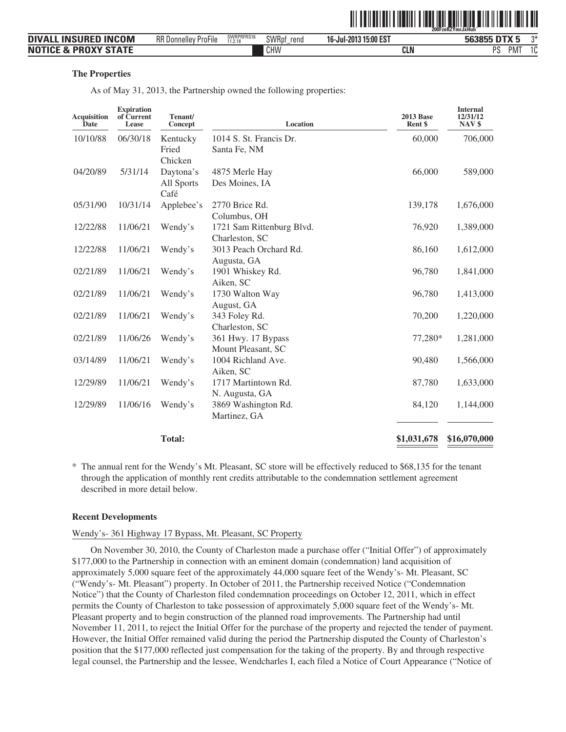### The Properties

As of May 31, 2013, the Partnership owned the following properties:

| Acquisition Date | Expiration of Current Lease | Tenant/ Concept | Location | 2013 Base Rent $ | Internal 12/31/12 NAV $ |
|---|---|---|---|---|---|
| 10/10/88 | 06/30/18 | Kentucky Fried Chicken | 1014 S. St. Francis Dr. Santa Fe, NM | 60,000 | 706,000 |
| 04/20/89 | 5/31/14 | Daytona's All Sports Café | 4875 Merle Hay Des Moines, IA | 66,000 | 589,000 |
| 05/31/90 | 10/31/14 | Applebee's | 2770 Brice Rd. Columbus, OH | 139,178 | 1,676,000 |
| 12/22/88 | 11/06/21 | Wendy's | 1721 Sam Rittenburg Blvd. Charleston, SC | 76,920 | 1,389,000 |
| 12/22/88 | 11/06/21 | Wendy's | 3013 Peach Orchard Rd. Augusta, GA | 86,160 | 1,612,000 |
| 02/21/89 | 11/06/21 | Wendy's | 1901 Whiskey Rd. Aiken, SC | 96,780 | 1,841,000 |
| 02/21/89 | 11/06/21 | Wendy's | 1730 Walton Way August, GA | 96,780 | 1,413,000 |
| 02/21/89 | 11/06/21 | Wendy's | 343 Foley Rd. Charleston, SC | 70,200 | 1,220,000 |
| 02/21/89 | 11/06/26 | Wendy's | 361 Hwy. 17 Bypass Mount Pleasant, SC | 77,280* | 1,281,000 |
| 03/14/89 | 11/06/21 | Wendy's | 1004 Richland Ave. Aiken, SC | 90,480 | 1,566,000 |
| 12/29/89 | 11/06/21 | Wendy's | 1717 Martintown Rd. N. Augusta, GA | 87,780 | 1,633,000 |
| 12/29/89 | 11/06/16 | Wendy's | 3869 Washington Rd. Martinez, GA | 84,120 | 1,144,000 |
| | | **Total:** | | **$1,031,678** | **$16,070,000** |

\* The annual rent for the Wendy's Mt. Pleasant, SC store will be effectively reduced to $68,135 for the tenant through the application of monthly rent credits attributable to the condemnation settlement agreement described in more detail below.

### Recent Developments

Wendy's- 361 Highway 17 Bypass, Mt. Pleasant, SC Property

On November 30, 2010, the County of Charleston made a purchase offer ("Initial Offer") of approximately $177,000 to the Partnership in connection with an eminent domain (condemnation) land acquisition of approximately 5,000 square feet of the approximately 44,000 square feet of the Wendy's- Mt. Pleasant, SC ("Wendy's- Mt. Pleasant") property. In October of 2011, the Partnership received Notice ("Condemnation Notice") that the County of Charleston filed condemnation proceedings on October 12, 2011, which in effect permits the County of Charleston to take possession of approximately 5,000 square feet of the Wendy's- Mt. Pleasant property and to begin construction of the planned road improvements. The Partnership had until November 11, 2011, to reject the Initial Offer for the purchase of the property and rejected the tender of payment. However, the Initial Offer remained valid during the period the Partnership disputed the County of Charleston's position that the $177,000 reflected just compensation for the taking of the property. By and through respective legal counsel, the Partnership and the lessee, Wendcharles I, each filed a Notice of Court Appearance ("Notice of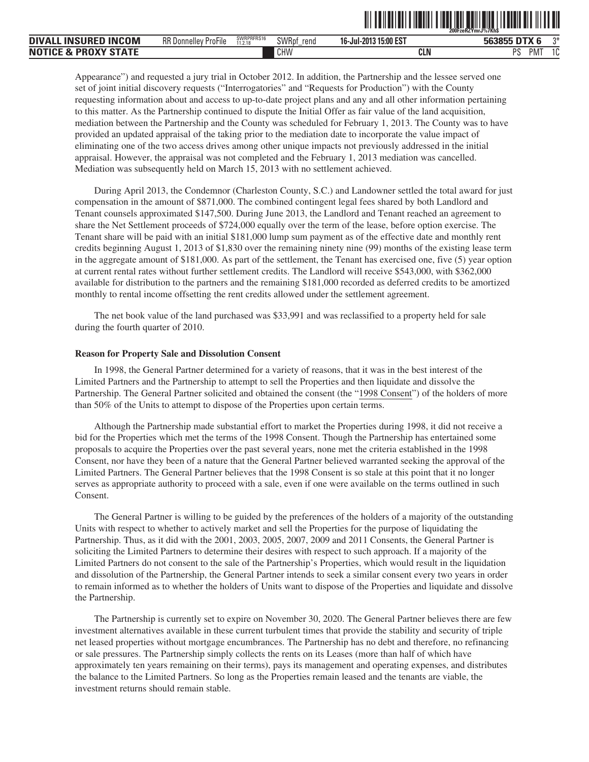Appearance") and requested a jury trial in October 2012. In addition, the Partnership and the lessee served one set of joint initial discovery requests ("Interrogatories" and "Requests for Production") with the County requesting information about and access to up-to-date project plans and any and all other information pertaining to this matter. As the Partnership continued to dispute the Initial Offer as fair value of the land acquisition, mediation between the Partnership and the County was scheduled for February 1, 2013. The County was to have provided an updated appraisal of the taking prior to the mediation date to incorporate the value impact of eliminating one of the two access drives among other unique impacts not previously addressed in the initial appraisal. However, the appraisal was not completed and the February 1, 2013 mediation was cancelled. Mediation was subsequently held on March 15, 2013 with no settlement achieved.

During April 2013, the Condemnor (Charleston County, S.C.) and Landowner settled the total award for just compensation in the amount of $871,000. The combined contingent legal fees shared by both Landlord and Tenant counsels approximated $147,500. During June 2013, the Landlord and Tenant reached an agreement to share the Net Settlement proceeds of $724,000 equally over the term of the lease, before option exercise. The Tenant share will be paid with an initial $181,000 lump sum payment as of the effective date and monthly rent credits beginning August 1, 2013 of $1,830 over the remaining ninety nine (99) months of the existing lease term in the aggregate amount of $181,000. As part of the settlement, the Tenant has exercised one, five (5) year option at current rental rates without further settlement credits. The Landlord will receive $543,000, with $362,000 available for distribution to the partners and the remaining $181,000 recorded as deferred credits to be amortized monthly to rental income offsetting the rent credits allowed under the settlement agreement.

The net book value of the land purchased was $33,991 and was reclassified to a property held for sale during the fourth quarter of 2010.

**Reason for Property Sale and Dissolution Consent**

In 1998, the General Partner determined for a variety of reasons, that it was in the best interest of the Limited Partners and the Partnership to attempt to sell the Properties and then liquidate and dissolve the Partnership. The General Partner solicited and obtained the consent (the "1998 Consent") of the holders of more than 50% of the Units to attempt to dispose of the Properties upon certain terms.

Although the Partnership made substantial effort to market the Properties during 1998, it did not receive a bid for the Properties which met the terms of the 1998 Consent. Though the Partnership has entertained some proposals to acquire the Properties over the past several years, none met the criteria established in the 1998 Consent, nor have they been of a nature that the General Partner believed warranted seeking the approval of the Limited Partners. The General Partner believes that the 1998 Consent is so stale at this point that it no longer serves as appropriate authority to proceed with a sale, even if one were available on the terms outlined in such Consent.

The General Partner is willing to be guided by the preferences of the holders of a majority of the outstanding Units with respect to whether to actively market and sell the Properties for the purpose of liquidating the Partnership. Thus, as it did with the 2001, 2003, 2005, 2007, 2009 and 2011 Consents, the General Partner is soliciting the Limited Partners to determine their desires with respect to such approach. If a majority of the Limited Partners do not consent to the sale of the Partnership's Properties, which would result in the liquidation and dissolution of the Partnership, the General Partner intends to seek a similar consent every two years in order to remain informed as to whether the holders of Units want to dispose of the Properties and liquidate and dissolve the Partnership.

The Partnership is currently set to expire on November 30, 2020. The General Partner believes there are few investment alternatives available in these current turbulent times that provide the stability and security of triple net leased properties without mortgage encumbrances. The Partnership has no debt and therefore, no refinancing or sale pressures. The Partnership simply collects the rents on its Leases (more than half of which have approximately ten years remaining on their terms), pays its management and operating expenses, and distributes the balance to the Limited Partners. So long as the Properties remain leased and the tenants are viable, the investment returns should remain stable.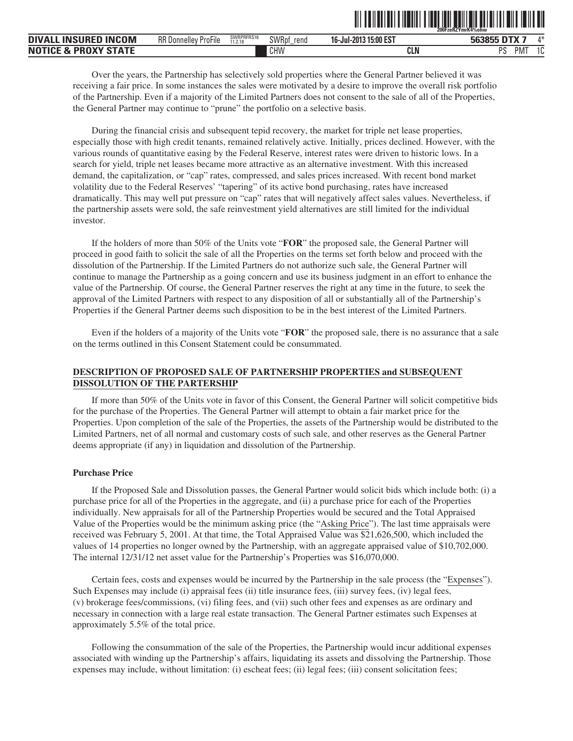Over the years, the Partnership has selectively sold properties where the General Partner believed it was receiving a fair price. In some instances the sales were motivated by a desire to improve the overall risk portfolio of the Partnership. Even if a majority of the Limited Partners does not consent to the sale of all of the Properties, the General Partner may continue to "prune" the portfolio on a selective basis.

During the financial crisis and subsequent tepid recovery, the market for triple net lease properties, especially those with high credit tenants, remained relatively active. Initially, prices declined. However, with the various rounds of quantitative easing by the Federal Reserve, interest rates were driven to historic lows. In a search for yield, triple net leases became more attractive as an alternative investment. With this increased demand, the capitalization, or "cap" rates, compressed, and sales prices increased. With recent bond market volatility due to the Federal Reserves' "tapering" of its active bond purchasing, rates have increased dramatically. This may well put pressure on "cap" rates that will negatively affect sales values. Nevertheless, if the partnership assets were sold, the safe reinvestment yield alternatives are still limited for the individual investor.

If the holders of more than 50% of the Units vote "**FOR**" the proposed sale, the General Partner will proceed in good faith to solicit the sale of all the Properties on the terms set forth below and proceed with the dissolution of the Partnership. If the Limited Partners do not authorize such sale, the General Partner will continue to manage the Partnership as a going concern and use its business judgment in an effort to enhance the value of the Partnership. Of course, the General Partner reserves the right at any time in the future, to seek the approval of the Limited Partners with respect to any disposition of all or substantially all of the Partnership's Properties if the General Partner deems such disposition to be in the best interest of the Limited Partners.

Even if the holders of a majority of the Units vote "**FOR**" the proposed sale, there is no assurance that a sale on the terms outlined in this Consent Statement could be consummated.

## DESCRIPTION OF PROPOSED SALE OF PARTNERSHIP PROPERTIES and SUBSEQUENT DISSOLUTION OF THE PARTERSHIP

If more than 50% of the Units vote in favor of this Consent, the General Partner will solicit competitive bids for the purchase of the Properties. The General Partner will attempt to obtain a fair market price for the Properties. Upon completion of the sale of the Properties, the assets of the Partnership would be distributed to the Limited Partners, net of all normal and customary costs of such sale, and other reserves as the General Partner deems appropriate (if any) in liquidation and dissolution of the Partnership.

### Purchase Price

If the Proposed Sale and Dissolution passes, the General Partner would solicit bids which include both: (i) a purchase price for all of the Properties in the aggregate, and (ii) a purchase price for each of the Properties individually. New appraisals for all of the Partnership Properties would be secured and the Total Appraised Value of the Properties would be the minimum asking price (the "Asking Price"). The last time appraisals were received was February 5, 2001. At that time, the Total Appraised Value was $21,626,500, which included the values of 14 properties no longer owned by the Partnership, with an aggregate appraised value of $10,702,000. The internal 12/31/12 net asset value for the Partnership's Properties was $16,070,000.

Certain fees, costs and expenses would be incurred by the Partnership in the sale process (the "Expenses"). Such Expenses may include (i) appraisal fees (ii) title insurance fees, (iii) survey fees, (iv) legal fees, (v) brokerage fees/commissions, (vi) filing fees, and (vii) such other fees and expenses as are ordinary and necessary in connection with a large real estate transaction. The General Partner estimates such Expenses at approximately 5.5% of the total price.

Following the consummation of the sale of the Properties, the Partnership would incur additional expenses associated with winding up the Partnership's affairs, liquidating its assets and dissolving the Partnership. Those expenses may include, without limitation: (i) escheat fees; (ii) legal fees; (iii) consent solicitation fees;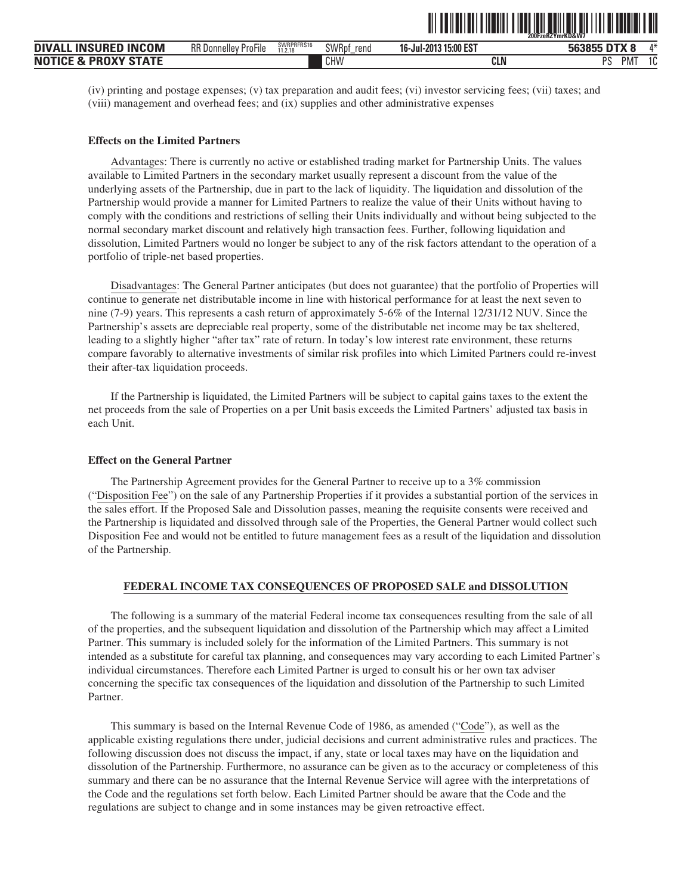(iv) printing and postage expenses; (v) tax preparation and audit fees; (vi) investor servicing fees; (vii) taxes; and (viii) management and overhead fees; and (ix) supplies and other administrative expenses

**Effects on the Limited Partners**

Advantages: There is currently no active or established trading market for Partnership Units. The values available to Limited Partners in the secondary market usually represent a discount from the value of the underlying assets of the Partnership, due in part to the lack of liquidity. The liquidation and dissolution of the Partnership would provide a manner for Limited Partners to realize the value of their Units without having to comply with the conditions and restrictions of selling their Units individually and without being subjected to the normal secondary market discount and relatively high transaction fees. Further, following liquidation and dissolution, Limited Partners would no longer be subject to any of the risk factors attendant to the operation of a portfolio of triple-net based properties.

Disadvantages: The General Partner anticipates (but does not guarantee) that the portfolio of Properties will continue to generate net distributable income in line with historical performance for at least the next seven to nine (7-9) years. This represents a cash return of approximately 5-6% of the Internal 12/31/12 NUV. Since the Partnership's assets are depreciable real property, some of the distributable net income may be tax sheltered, leading to a slightly higher "after tax" rate of return. In today's low interest rate environment, these returns compare favorably to alternative investments of similar risk profiles into which Limited Partners could re-invest their after-tax liquidation proceeds.

If the Partnership is liquidated, the Limited Partners will be subject to capital gains taxes to the extent the net proceeds from the sale of Properties on a per Unit basis exceeds the Limited Partners' adjusted tax basis in each Unit.

**Effect on the General Partner**

The Partnership Agreement provides for the General Partner to receive up to a 3% commission ("Disposition Fee") on the sale of any Partnership Properties if it provides a substantial portion of the services in the sales effort. If the Proposed Sale and Dissolution passes, meaning the requisite consents were received and the Partnership is liquidated and dissolved through sale of the Properties, the General Partner would collect such Disposition Fee and would not be entitled to future management fees as a result of the liquidation and dissolution of the Partnership.

**FEDERAL INCOME TAX CONSEQUENCES OF PROPOSED SALE and DISSOLUTION**

The following is a summary of the material Federal income tax consequences resulting from the sale of all of the properties, and the subsequent liquidation and dissolution of the Partnership which may affect a Limited Partner. This summary is included solely for the information of the Limited Partners. This summary is not intended as a substitute for careful tax planning, and consequences may vary according to each Limited Partner's individual circumstances. Therefore each Limited Partner is urged to consult his or her own tax adviser concerning the specific tax consequences of the liquidation and dissolution of the Partnership to such Limited Partner.

This summary is based on the Internal Revenue Code of 1986, as amended ("Code"), as well as the applicable existing regulations there under, judicial decisions and current administrative rules and practices. The following discussion does not discuss the impact, if any, state or local taxes may have on the liquidation and dissolution of the Partnership. Furthermore, no assurance can be given as to the accuracy or completeness of this summary and there can be no assurance that the Internal Revenue Service will agree with the interpretations of the Code and the regulations set forth below. Each Limited Partner should be aware that the Code and the regulations are subject to change and in some instances may be given retroactive effect.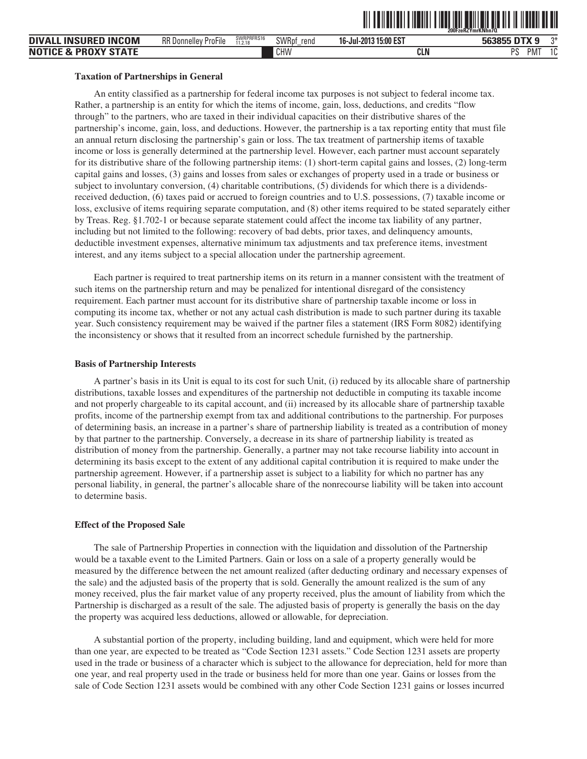**Taxation of Partnerships in General**

An entity classified as a partnership for federal income tax purposes is not subject to federal income tax. Rather, a partnership is an entity for which the items of income, gain, loss, deductions, and credits "flow through" to the partners, who are taxed in their individual capacities on their distributive shares of the partnership's income, gain, loss, and deductions. However, the partnership is a tax reporting entity that must file an annual return disclosing the partnership's gain or loss. The tax treatment of partnership items of taxable income or loss is generally determined at the partnership level. However, each partner must account separately for its distributive share of the following partnership items: (1) short-term capital gains and losses, (2) long-term capital gains and losses, (3) gains and losses from sales or exchanges of property used in a trade or business or subject to involuntary conversion, (4) charitable contributions, (5) dividends for which there is a dividends-received deduction, (6) taxes paid or accrued to foreign countries and to U.S. possessions, (7) taxable income or loss, exclusive of items requiring separate computation, and (8) other items required to be stated separately either by Treas. Reg. §1.702-1 or because separate statement could affect the income tax liability of any partner, including but not limited to the following: recovery of bad debts, prior taxes, and delinquency amounts, deductible investment expenses, alternative minimum tax adjustments and tax preference items, investment interest, and any items subject to a special allocation under the partnership agreement.

Each partner is required to treat partnership items on its return in a manner consistent with the treatment of such items on the partnership return and may be penalized for intentional disregard of the consistency requirement. Each partner must account for its distributive share of partnership taxable income or loss in computing its income tax, whether or not any actual cash distribution is made to such partner during its taxable year. Such consistency requirement may be waived if the partner files a statement (IRS Form 8082) identifying the inconsistency or shows that it resulted from an incorrect schedule furnished by the partnership.

**Basis of Partnership Interests**

A partner's basis in its Unit is equal to its cost for such Unit, (i) reduced by its allocable share of partnership distributions, taxable losses and expenditures of the partnership not deductible in computing its taxable income and not properly chargeable to its capital account, and (ii) increased by its allocable share of partnership taxable profits, income of the partnership exempt from tax and additional contributions to the partnership. For purposes of determining basis, an increase in a partner's share of partnership liability is treated as a contribution of money by that partner to the partnership. Conversely, a decrease in its share of partnership liability is treated as distribution of money from the partnership. Generally, a partner may not take recourse liability into account in determining its basis except to the extent of any additional capital contribution it is required to make under the partnership agreement. However, if a partnership asset is subject to a liability for which no partner has any personal liability, in general, the partner's allocable share of the nonrecourse liability will be taken into account to determine basis.

**Effect of the Proposed Sale**

The sale of Partnership Properties in connection with the liquidation and dissolution of the Partnership would be a taxable event to the Limited Partners. Gain or loss on a sale of a property generally would be measured by the difference between the net amount realized (after deducting ordinary and necessary expenses of the sale) and the adjusted basis of the property that is sold. Generally the amount realized is the sum of any money received, plus the fair market value of any property received, plus the amount of liability from which the Partnership is discharged as a result of the sale. The adjusted basis of property is generally the basis on the day the property was acquired less deductions, allowed or allowable, for depreciation.

A substantial portion of the property, including building, land and equipment, which were held for more than one year, are expected to be treated as "Code Section 1231 assets." Code Section 1231 assets are property used in the trade or business of a character which is subject to the allowance for depreciation, held for more than one year, and real property used in the trade or business held for more than one year. Gains or losses from the sale of Code Section 1231 assets would be combined with any other Code Section 1231 gains or losses incurred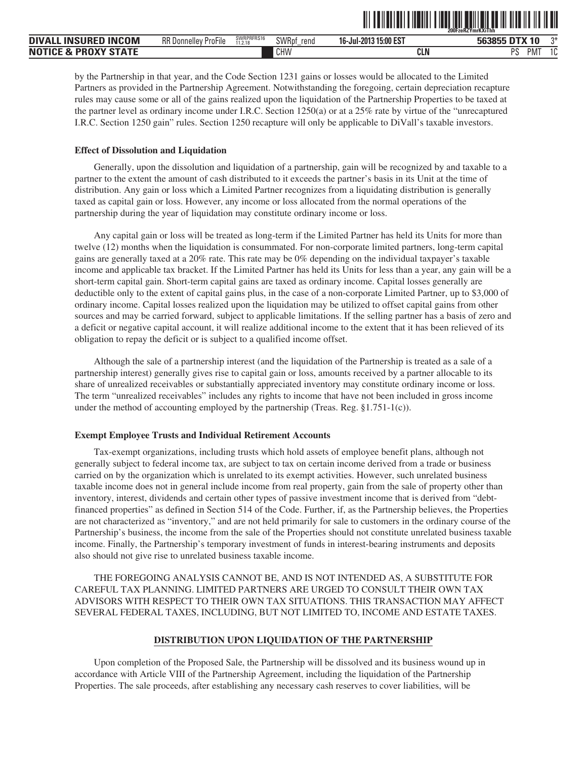by the Partnership in that year, and the Code Section 1231 gains or losses would be allocated to the Limited Partners as provided in the Partnership Agreement. Notwithstanding the foregoing, certain depreciation recapture rules may cause some or all of the gains realized upon the liquidation of the Partnership Properties to be taxed at the partner level as ordinary income under I.R.C. Section 1250(a) or at a 25% rate by virtue of the "unrecaptured I.R.C. Section 1250 gain" rules. Section 1250 recapture will only be applicable to DiVall's taxable investors.

**Effect of Dissolution and Liquidation**

Generally, upon the dissolution and liquidation of a partnership, gain will be recognized by and taxable to a partner to the extent the amount of cash distributed to it exceeds the partner's basis in its Unit at the time of distribution. Any gain or loss which a Limited Partner recognizes from a liquidating distribution is generally taxed as capital gain or loss. However, any income or loss allocated from the normal operations of the partnership during the year of liquidation may constitute ordinary income or loss.

Any capital gain or loss will be treated as long-term if the Limited Partner has held its Units for more than twelve (12) months when the liquidation is consummated. For non-corporate limited partners, long-term capital gains are generally taxed at a 20% rate. This rate may be 0% depending on the individual taxpayer's taxable income and applicable tax bracket. If the Limited Partner has held its Units for less than a year, any gain will be a short-term capital gain. Short-term capital gains are taxed as ordinary income. Capital losses generally are deductible only to the extent of capital gains plus, in the case of a non-corporate Limited Partner, up to $3,000 of ordinary income. Capital losses realized upon the liquidation may be utilized to offset capital gains from other sources and may be carried forward, subject to applicable limitations. If the selling partner has a basis of zero and a deficit or negative capital account, it will realize additional income to the extent that it has been relieved of its obligation to repay the deficit or is subject to a qualified income offset.

Although the sale of a partnership interest (and the liquidation of the Partnership is treated as a sale of a partnership interest) generally gives rise to capital gain or loss, amounts received by a partner allocable to its share of unrealized receivables or substantially appreciated inventory may constitute ordinary income or loss. The term "unrealized receivables" includes any rights to income that have not been included in gross income under the method of accounting employed by the partnership (Treas. Reg. §1.751-1(c)).

**Exempt Employee Trusts and Individual Retirement Accounts**

Tax-exempt organizations, including trusts which hold assets of employee benefit plans, although not generally subject to federal income tax, are subject to tax on certain income derived from a trade or business carried on by the organization which is unrelated to its exempt activities. However, such unrelated business taxable income does not in general include income from real property, gain from the sale of property other than inventory, interest, dividends and certain other types of passive investment income that is derived from "debt-financed properties" as defined in Section 514 of the Code. Further, if, as the Partnership believes, the Properties are not characterized as "inventory," and are not held primarily for sale to customers in the ordinary course of the Partnership's business, the income from the sale of the Properties should not constitute unrelated business taxable income. Finally, the Partnership's temporary investment of funds in interest-bearing instruments and deposits also should not give rise to unrelated business taxable income.

THE FOREGOING ANALYSIS CANNOT BE, AND IS NOT INTENDED AS, A SUBSTITUTE FOR CAREFUL TAX PLANNING. LIMITED PARTNERS ARE URGED TO CONSULT THEIR OWN TAX ADVISORS WITH RESPECT TO THEIR OWN TAX SITUATIONS. THIS TRANSACTION MAY AFFECT SEVERAL FEDERAL TAXES, INCLUDING, BUT NOT LIMITED TO, INCOME AND ESTATE TAXES.

## DISTRIBUTION UPON LIQUIDATION OF THE PARTNERSHIP

Upon completion of the Proposed Sale, the Partnership will be dissolved and its business wound up in accordance with Article VIII of the Partnership Agreement, including the liquidation of the Partnership Properties. The sale proceeds, after establishing any necessary cash reserves to cover liabilities, will be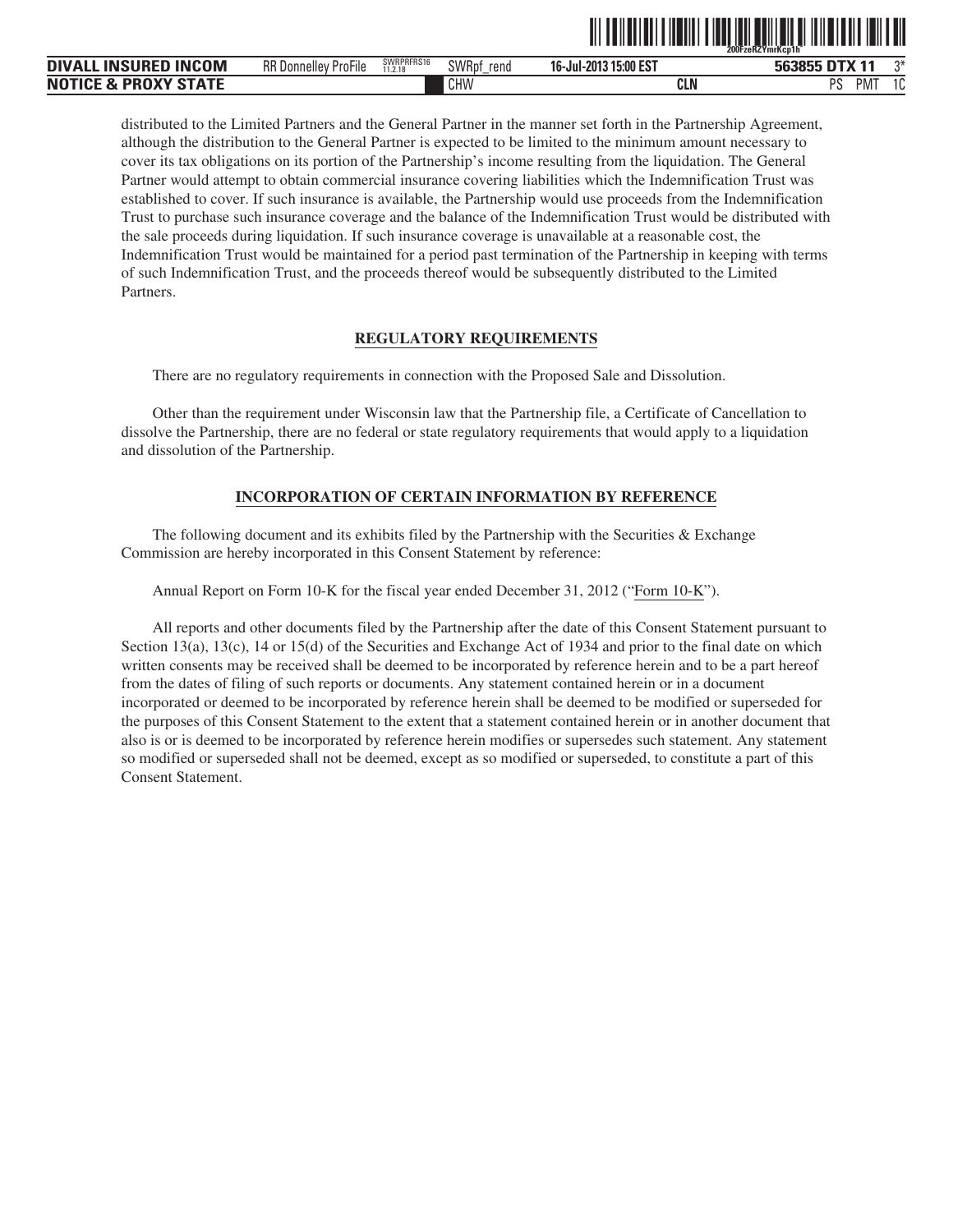distributed to the Limited Partners and the General Partner in the manner set forth in the Partnership Agreement, although the distribution to the General Partner is expected to be limited to the minimum amount necessary to cover its tax obligations on its portion of the Partnership's income resulting from the liquidation. The General Partner would attempt to obtain commercial insurance covering liabilities which the Indemnification Trust was established to cover. If such insurance is available, the Partnership would use proceeds from the Indemnification Trust to purchase such insurance coverage and the balance of the Indemnification Trust would be distributed with the sale proceeds during liquidation. If such insurance coverage is unavailable at a reasonable cost, the Indemnification Trust would be maintained for a period past termination of the Partnership in keeping with terms of such Indemnification Trust, and the proceeds thereof would be subsequently distributed to the Limited Partners.

## REGULATORY REQUIREMENTS

There are no regulatory requirements in connection with the Proposed Sale and Dissolution.

Other than the requirement under Wisconsin law that the Partnership file, a Certificate of Cancellation to dissolve the Partnership, there are no federal or state regulatory requirements that would apply to a liquidation and dissolution of the Partnership.

## INCORPORATION OF CERTAIN INFORMATION BY REFERENCE

The following document and its exhibits filed by the Partnership with the Securities & Exchange Commission are hereby incorporated in this Consent Statement by reference:

Annual Report on Form 10-K for the fiscal year ended December 31, 2012 ("Form 10-K").

All reports and other documents filed by the Partnership after the date of this Consent Statement pursuant to Section 13(a), 13(c), 14 or 15(d) of the Securities and Exchange Act of 1934 and prior to the final date on which written consents may be received shall be deemed to be incorporated by reference herein and to be a part hereof from the dates of filing of such reports or documents. Any statement contained herein or in a document incorporated or deemed to be incorporated by reference herein shall be deemed to be modified or superseded for the purposes of this Consent Statement to the extent that a statement contained herein or in another document that also is or is deemed to be incorporated by reference herein modifies or supersedes such statement. Any statement so modified or superseded shall not be deemed, except as so modified or superseded, to constitute a part of this Consent Statement.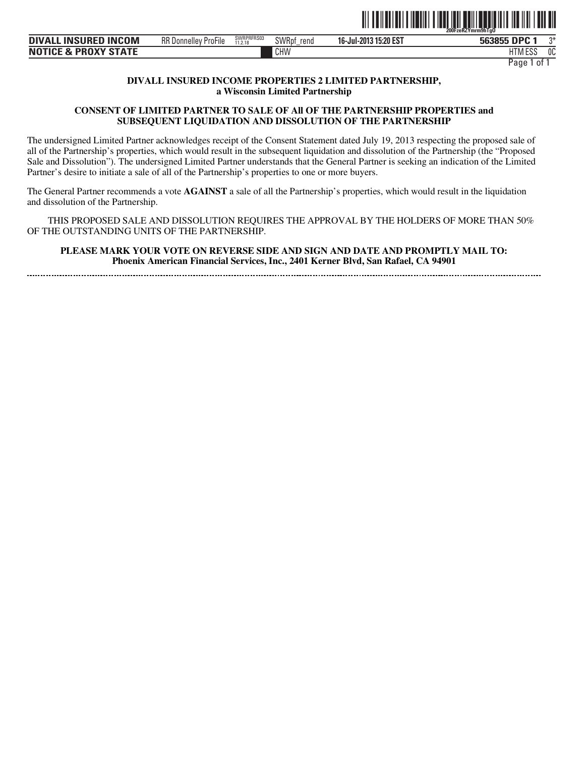**DIVALL INSURED INCOME PROPERTIES 2 LIMITED PARTNERSHIP,**
**a Wisconsin Limited Partnership**

**CONSENT OF LIMITED PARTNER TO SALE OF All OF THE PARTNERSHIP PROPERTIES and SUBSEQUENT LIQUIDATION AND DISSOLUTION OF THE PARTNERSHIP**

The undersigned Limited Partner acknowledges receipt of the Consent Statement dated July 19, 2013 respecting the proposed sale of all of the Partnership's properties, which would result in the subsequent liquidation and dissolution of the Partnership (the "Proposed Sale and Dissolution"). The undersigned Limited Partner understands that the General Partner is seeking an indication of the Limited Partner's desire to initiate a sale of all of the Partnership's properties to one or more buyers.

The General Partner recommends a vote **AGAINST** a sale of all the Partnership's properties, which would result in the liquidation and dissolution of the Partnership.

THIS PROPOSED SALE AND DISSOLUTION REQUIRES THE APPROVAL BY THE HOLDERS OF MORE THAN 50% OF THE OUTSTANDING UNITS OF THE PARTNERSHIP.

**PLEASE MARK YOUR VOTE ON REVERSE SIDE AND SIGN AND DATE AND PROMPTLY MAIL TO:**
**Phoenix American Financial Services, Inc., 2401 Kerner Blvd, San Rafael, CA 94901**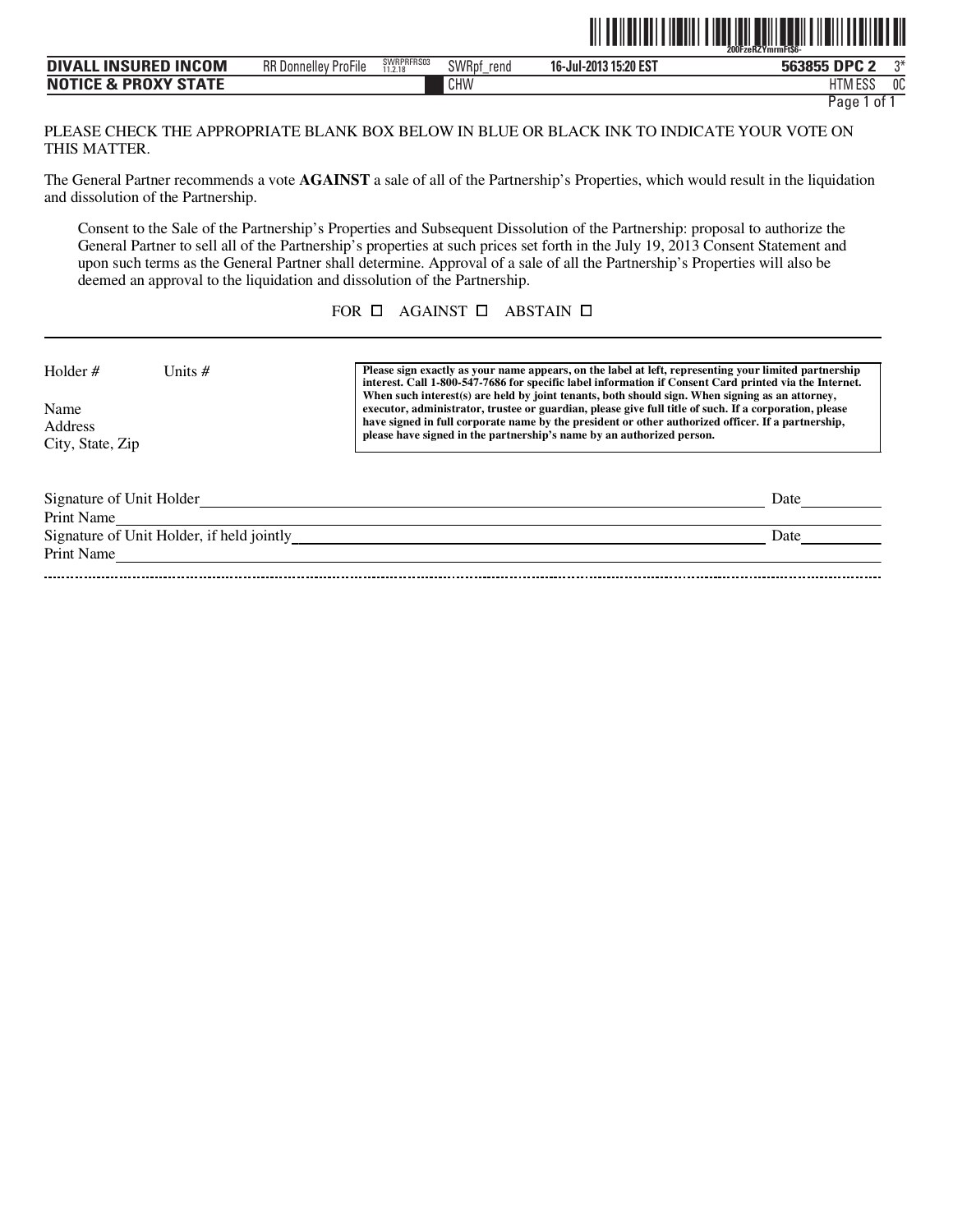PLEASE CHECK THE APPROPRIATE BLANK BOX BELOW IN BLUE OR BLACK INK TO INDICATE YOUR VOTE ON THIS MATTER.

The General Partner recommends a vote **AGAINST** a sale of all of the Partnership's Properties, which would result in the liquidation and dissolution of the Partnership.

Consent to the Sale of the Partnership's Properties and Subsequent Dissolution of the Partnership: proposal to authorize the General Partner to sell all of the Partnership's properties at such prices set forth in the July 19, 2013 Consent Statement and upon such terms as the General Partner shall determine. Approval of a sale of all the Partnership's Properties will also be deemed an approval to the liquidation and dissolution of the Partnership.

FOR ☐ AGAINST ☐ ABSTAIN ☐

---

Holder # Units #

Name
Address
City, State, Zip

**Please sign exactly as your name appears, on the label at left, representing your limited partnership interest. Call 1-800-547-7686 for specific label information if Consent Card printed via the Internet. When such interest(s) are held by joint tenants, both should sign. When signing as an attorney, executor, administrator, trustee or guardian, please give full title of such. If a corporation, please have signed in full corporate name by the president or other authorized officer. If a partnership, please have signed in the partnership's name by an authorized person.**

Signature of Unit Holder\_\_\_\_\_\_\_\_\_\_\_\_\_\_\_\_\_\_\_\_ Date\_\_\_\_\_\_\_\_
Print Name\_\_\_\_\_\_\_\_\_\_\_\_\_\_\_\_\_\_\_\_
Signature of Unit Holder, if held jointly\_\_\_\_\_\_\_\_\_\_\_\_\_\_\_\_\_\_\_\_ Date\_\_\_\_\_\_\_\_
Print Name\_\_\_\_\_\_\_\_\_\_\_\_\_\_\_\_\_\_\_\_